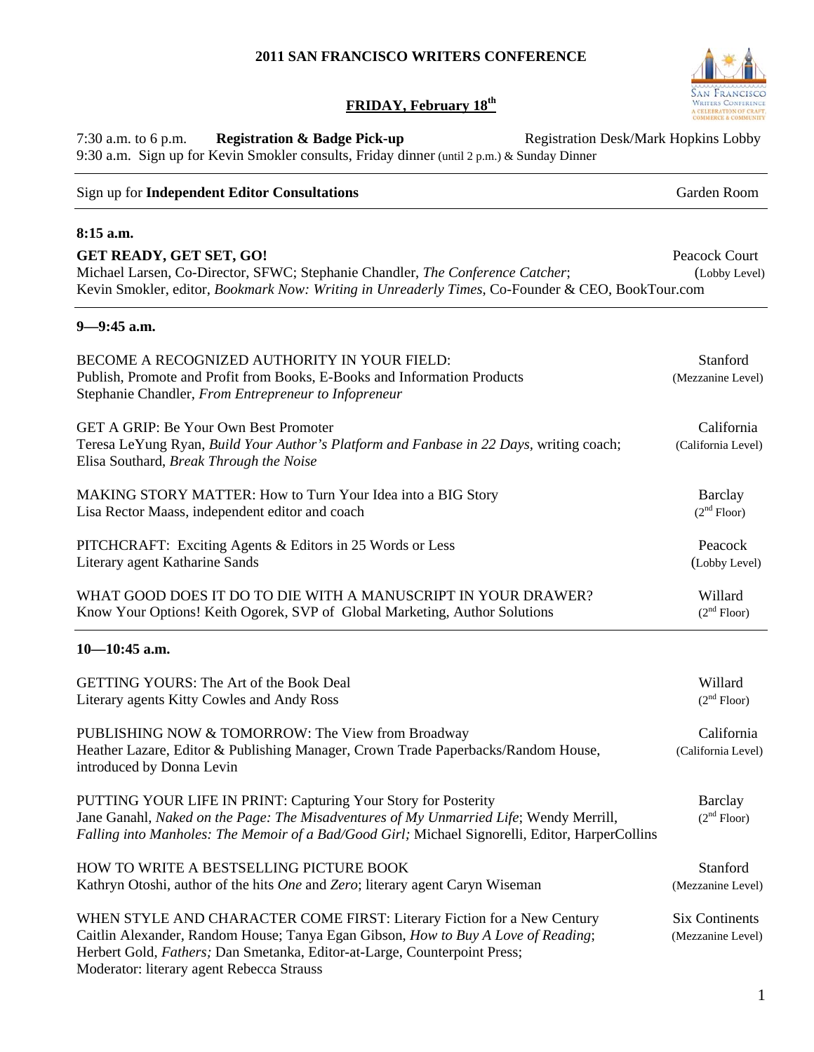# 2011 SAN FRANCISCO WRITERS CONFERENCE

## FRIDAY, February 18th

7:30 a.m. to 6 p.m. **Registration & Badge Pick-up** — Registration Desk/Mark Hopkins Lobby

9:30 a.m. Sign up for Kevin Smokler consults, Friday dinner (until 2 p.m.) & Sunday Dinner

---

Sign up for **Independent Editor Consultations** — Garden Room

---

### 8:15 a.m.

**GET READY, GET SET, GO!** — Peacock Court (Lobby Level)
Michael Larsen, Co-Director, SFWC; Stephanie Chandler, *The Conference Catcher*; Kevin Smokler, editor, *Bookmark Now: Writing in Unreaderly Times*, Co-Founder & CEO, BookTour.com

---

### 9—9:45 a.m.

BECOME A RECOGNIZED AUTHORITY IN YOUR FIELD: Publish, Promote and Profit from Books, E-Books and Information Products — Stanford (Mezzanine Level)
Stephanie Chandler, *From Entrepreneur to Infopreneur*

GET A GRIP: Be Your Own Best Promoter — California (California Level)
Teresa LeYung Ryan, *Build Your Author's Platform and Fanbase in 22 Days*, writing coach; Elisa Southard, *Break Through the Noise*

MAKING STORY MATTER: How to Turn Your Idea into a BIG Story — Barclay (2nd Floor)
Lisa Rector Maass, independent editor and coach

PITCHCRAFT: Exciting Agents & Editors in 25 Words or Less — Peacock (Lobby Level)
Literary agent Katharine Sands

WHAT GOOD DOES IT DO TO DIE WITH A MANUSCRIPT IN YOUR DRAWER? — Willard (2nd Floor)
Know Your Options! Keith Ogorek, SVP of Global Marketing, Author Solutions

---

### 10—10:45 a.m.

GETTING YOURS: The Art of the Book Deal — Willard (2nd Floor)
Literary agents Kitty Cowles and Andy Ross

PUBLISHING NOW & TOMORROW: The View from Broadway — California (California Level)
Heather Lazare, Editor & Publishing Manager, Crown Trade Paperbacks/Random House, introduced by Donna Levin

PUTTING YOUR LIFE IN PRINT: Capturing Your Story for Posterity — Barclay (2nd Floor)
Jane Ganahl, *Naked on the Page: The Misadventures of My Unmarried Life*; Wendy Merrill, *Falling into Manholes: The Memoir of a Bad/Good Girl;* Michael Signorelli, Editor, HarperCollins

HOW TO WRITE A BESTSELLING PICTURE BOOK — Stanford (Mezzanine Level)
Kathryn Otoshi, author of the hits *One* and *Zero*; literary agent Caryn Wiseman

WHEN STYLE AND CHARACTER COME FIRST: Literary Fiction for a New Century — Six Continents (Mezzanine Level)
Caitlin Alexander, Random House; Tanya Egan Gibson, *How to Buy A Love of Reading*; Herbert Gold, *Fathers;* Dan Smetanka, Editor-at-Large, Counterpoint Press; Moderator: literary agent Rebecca Strauss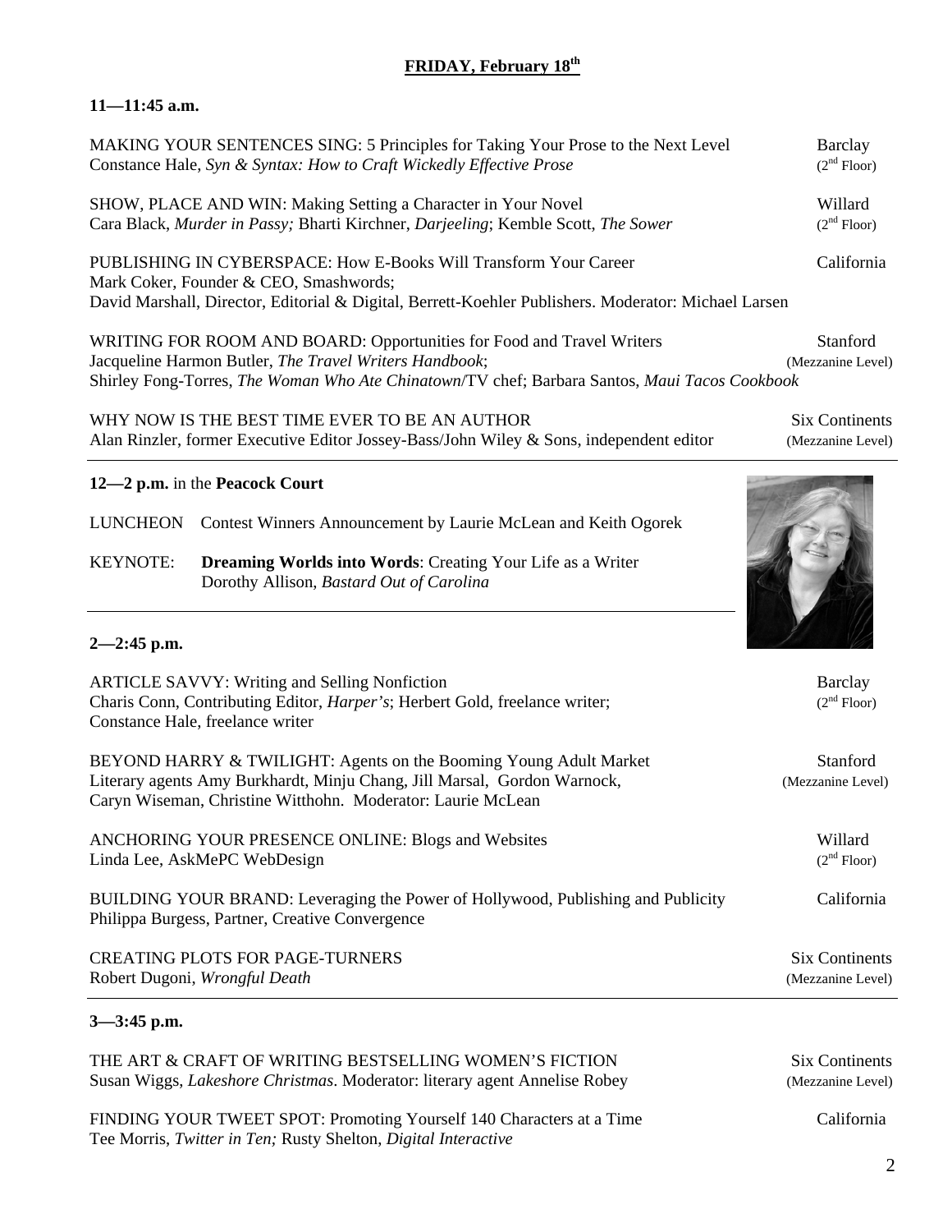## FRIDAY, February 18th

### 11—11:45 a.m.

MAKING YOUR SENTENCES SING: 5 Principles for Taking Your Prose to the Next Level — Barclay (2nd Floor)
Constance Hale, *Syn & Syntax: How to Craft Wickedly Effective Prose*

SHOW, PLACE AND WIN: Making Setting a Character in Your Novel — Willard (2nd Floor)
Cara Black, *Murder in Passy;* Bharti Kirchner, *Darjeeling*; Kemble Scott, *The Sower*

PUBLISHING IN CYBERSPACE: How E-Books Will Transform Your Career — California
Mark Coker, Founder & CEO, Smashwords;
David Marshall, Director, Editorial & Digital, Berrett-Koehler Publishers. Moderator: Michael Larsen

WRITING FOR ROOM AND BOARD: Opportunities for Food and Travel Writers — Stanford (Mezzanine Level)
Jacqueline Harmon Butler, *The Travel Writers Handbook*;
Shirley Fong-Torres, *The Woman Who Ate Chinatown*/TV chef; Barbara Santos, *Maui Tacos Cookbook*

WHY NOW IS THE BEST TIME EVER TO BE AN AUTHOR — Six Continents (Mezzanine Level)
Alan Rinzler, former Executive Editor Jossey-Bass/John Wiley & Sons, independent editor

### 12—2 p.m. in the **Peacock Court**

LUNCHEON Contest Winners Announcement by Laurie McLean and Keith Ogorek

KEYNOTE: **Dreaming Worlds into Words**: Creating Your Life as a Writer
Dorothy Allison, *Bastard Out of Carolina*

### 2—2:45 p.m.

ARTICLE SAVVY: Writing and Selling Nonfiction — Barclay (2nd Floor)
Charis Conn, Contributing Editor, *Harper's*; Herbert Gold, freelance writer;
Constance Hale, freelance writer

BEYOND HARRY & TWILIGHT: Agents on the Booming Young Adult Market — Stanford (Mezzanine Level)
Literary agents Amy Burkhardt, Minju Chang, Jill Marsal, Gordon Warnock,
Caryn Wiseman, Christine Witthohn. Moderator: Laurie McLean

ANCHORING YOUR PRESENCE ONLINE: Blogs and Websites — Willard (2nd Floor)
Linda Lee, AskMePC WebDesign

BUILDING YOUR BRAND: Leveraging the Power of Hollywood, Publishing and Publicity — California
Philippa Burgess, Partner, Creative Convergence

CREATING PLOTS FOR PAGE-TURNERS — Six Continents (Mezzanine Level)
Robert Dugoni, *Wrongful Death*

### 3—3:45 p.m.

THE ART & CRAFT OF WRITING BESTSELLING WOMEN'S FICTION — Six Continents (Mezzanine Level)
Susan Wiggs, *Lakeshore Christmas*. Moderator: literary agent Annelise Robey

FINDING YOUR TWEET SPOT: Promoting Yourself 140 Characters at a Time — California
Tee Morris, *Twitter in Ten;* Rusty Shelton, *Digital Interactive*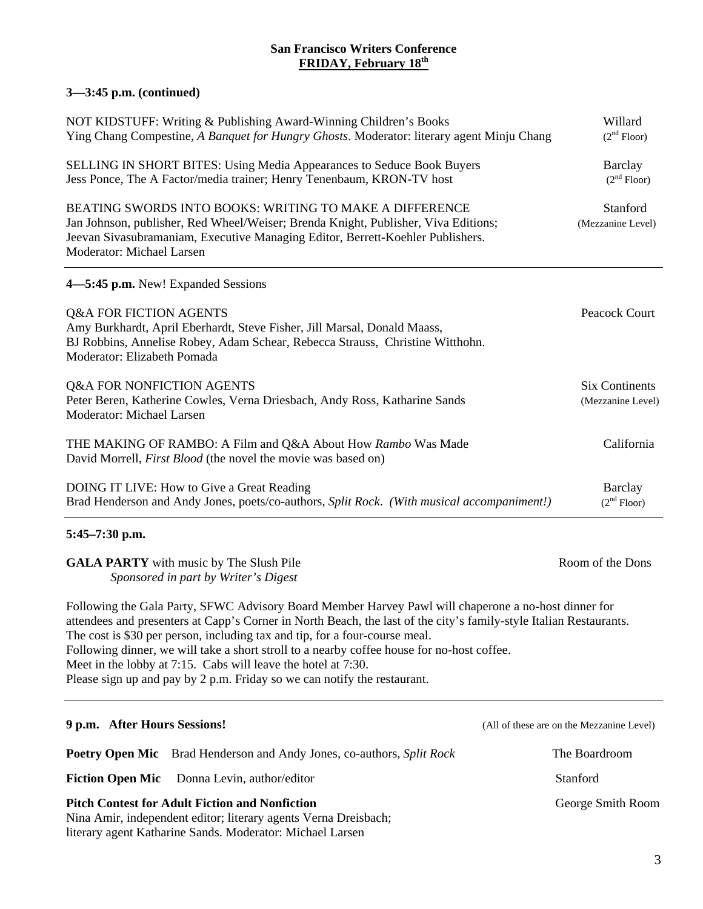**San Francisco Writers Conference**
**FRIDAY, February 18th**

### 3—3:45 p.m. (continued)

NOT KIDSTUFF: Writing & Publishing Award-Winning Children's Books — Willard (2nd Floor)
Ying Chang Compestine, *A Banquet for Hungry Ghosts*. Moderator: literary agent Minju Chang

SELLING IN SHORT BITES: Using Media Appearances to Seduce Book Buyers — Barclay (2nd Floor)
Jess Ponce, The A Factor/media trainer; Henry Tenenbaum, KRON-TV host

BEATING SWORDS INTO BOOKS: WRITING TO MAKE A DIFFERENCE — Stanford (Mezzanine Level)
Jan Johnson, publisher, Red Wheel/Weiser; Brenda Knight, Publisher, Viva Editions; Jeevan Sivasubramaniam, Executive Managing Editor, Berrett-Koehler Publishers.
Moderator: Michael Larsen

---

### 4—5:45 p.m. New! Expanded Sessions

Q&A FOR FICTION AGENTS — Peacock Court
Amy Burkhardt, April Eberhardt, Steve Fisher, Jill Marsal, Donald Maass, BJ Robbins, Annelise Robey, Adam Schear, Rebecca Strauss, Christine Witthohn.
Moderator: Elizabeth Pomada

Q&A FOR NONFICTION AGENTS — Six Continents (Mezzanine Level)
Peter Beren, Katherine Cowles, Verna Driesbach, Andy Ross, Katharine Sands
Moderator: Michael Larsen

THE MAKING OF RAMBO: A Film and Q&A About How *Rambo* Was Made — California
David Morrell, *First Blood* (the novel the movie was based on)

DOING IT LIVE: How to Give a Great Reading — Barclay (2nd Floor)
Brad Henderson and Andy Jones, poets/co-authors, *Split Rock*. *(With musical accompaniment!)*

---

### 5:45–7:30 p.m.

**GALA PARTY** with music by The Slush Pile — Room of the Dons
*Sponsored in part by Writer's Digest*

Following the Gala Party, SFWC Advisory Board Member Harvey Pawl will chaperone a no-host dinner for attendees and presenters at Capp's Corner in North Beach, the last of the city's family-style Italian Restaurants. The cost is $30 per person, including tax and tip, for a four-course meal.
Following dinner, we will take a short stroll to a nearby coffee house for no-host coffee.
Meet in the lobby at 7:15. Cabs will leave the hotel at 7:30.
Please sign up and pay by 2 p.m. Friday so we can notify the restaurant.

---

### 9 p.m. After Hours Sessions!

(All of these are on the Mezzanine Level)

**Poetry Open Mic** Brad Henderson and Andy Jones, co-authors, *Split Rock* — The Boardroom

**Fiction Open Mic** Donna Levin, author/editor — Stanford

**Pitch Contest for Adult Fiction and Nonfiction** — George Smith Room
Nina Amir, independent editor; literary agents Verna Dreisbach; literary agent Katharine Sands. Moderator: Michael Larsen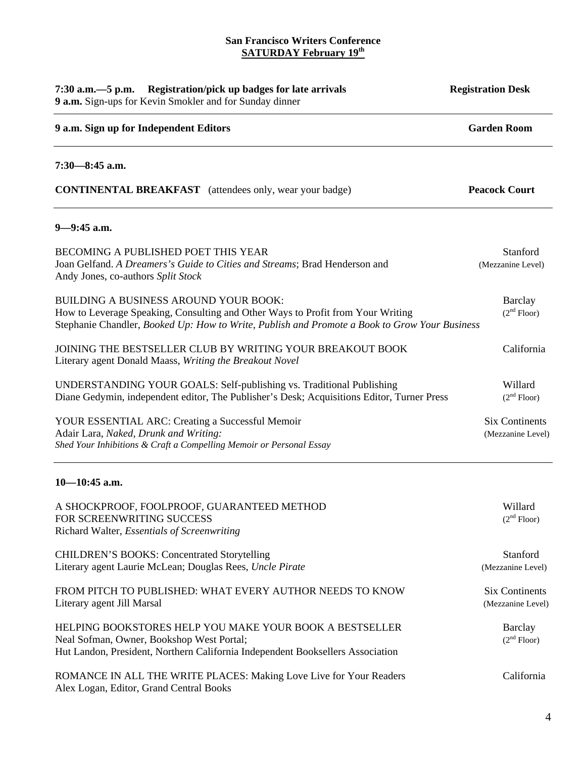**San Francisco Writers Conference**
**SATURDAY February 19th**

**7:30 a.m.—5 p.m. Registration/pick up badges for late arrivals** — **Registration Desk**
**9 a.m.** Sign-ups for Kevin Smokler and for Sunday dinner

---

**9 a.m. Sign up for Independent Editors** — **Garden Room**

---

**7:30—8:45 a.m.**

**CONTINENTAL BREAKFAST** (attendees only, wear your badge) — **Peacock Court**

---

**9—9:45 a.m.**

BECOMING A PUBLISHED POET THIS YEAR — Stanford (Mezzanine Level)
Joan Gelfand. *A Dreamers's Guide to Cities and Streams*; Brad Henderson and Andy Jones, co-authors *Split Stock*

BUILDING A BUSINESS AROUND YOUR BOOK: — Barclay (2nd Floor)
How to Leverage Speaking, Consulting and Other Ways to Profit from Your Writing
Stephanie Chandler, *Booked Up: How to Write, Publish and Promote a Book to Grow Your Business*

JOINING THE BESTSELLER CLUB BY WRITING YOUR BREAKOUT BOOK — California
Literary agent Donald Maass, *Writing the Breakout Novel*

UNDERSTANDING YOUR GOALS: Self-publishing vs. Traditional Publishing — Willard (2nd Floor)
Diane Gedymin, independent editor, The Publisher's Desk; Acquisitions Editor, Turner Press

YOUR ESSENTIAL ARC: Creating a Successful Memoir — Six Continents (Mezzanine Level)
Adair Lara, *Naked, Drunk and Writing:*
*Shed Your Inhibitions & Craft a Compelling Memoir or Personal Essay*

---

**10—10:45 a.m.**

A SHOCKPROOF, FOOLPROOF, GUARANTEED METHOD FOR SCREENWRITING SUCCESS — Willard (2nd Floor)
Richard Walter, *Essentials of Screenwriting*

CHILDREN'S BOOKS: Concentrated Storytelling — Stanford (Mezzanine Level)
Literary agent Laurie McLean; Douglas Rees, *Uncle Pirate*

FROM PITCH TO PUBLISHED: WHAT EVERY AUTHOR NEEDS TO KNOW — Six Continents (Mezzanine Level)
Literary agent Jill Marsal

HELPING BOOKSTORES HELP YOU MAKE YOUR BOOK A BESTSELLER — Barclay (2nd Floor)
Neal Sofman, Owner, Bookshop West Portal;
Hut Landon, President, Northern California Independent Booksellers Association

ROMANCE IN ALL THE WRITE PLACES: Making Love Live for Your Readers — California
Alex Logan, Editor, Grand Central Books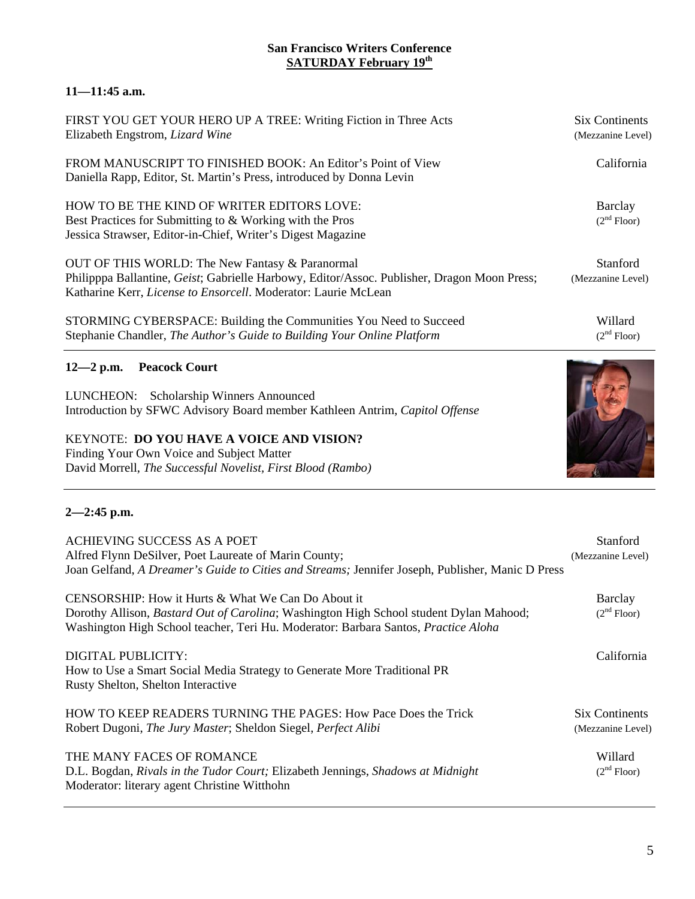**San Francisco Writers Conference**
**SATURDAY February 19th**

### 11—11:45 a.m.

FIRST YOU GET YOUR HERO UP A TREE: Writing Fiction in Three Acts — Six Continents (Mezzanine Level)
Elizabeth Engstrom, *Lizard Wine*

FROM MANUSCRIPT TO FINISHED BOOK: An Editor's Point of View — California
Daniella Rapp, Editor, St. Martin's Press, introduced by Donna Levin

HOW TO BE THE KIND OF WRITER EDITORS LOVE: — Barclay (2nd Floor)
Best Practices for Submitting to & Working with the Pros
Jessica Strawser, Editor-in-Chief, Writer's Digest Magazine

OUT OF THIS WORLD: The New Fantasy & Paranormal — Stanford (Mezzanine Level)
Philipppa Ballantine, *Geist*; Gabrielle Harbowy, Editor/Assoc. Publisher, Dragon Moon Press; Katharine Kerr, *License to Ensorcell*. Moderator: Laurie McLean

STORMING CYBERSPACE: Building the Communities You Need to Succeed — Willard (2nd Floor)
Stephanie Chandler, *The Author's Guide to Building Your Online Platform*

---

### 12—2 p.m. Peacock Court

LUNCHEON: Scholarship Winners Announced
Introduction by SFWC Advisory Board member Kathleen Antrim, *Capitol Offense*

KEYNOTE: **DO YOU HAVE A VOICE AND VISION?**
Finding Your Own Voice and Subject Matter
David Morrell, *The Successful Novelist, First Blood (Rambo)*

---

### 2—2:45 p.m.

ACHIEVING SUCCESS AS A POET — Stanford (Mezzanine Level)
Alfred Flynn DeSilver, Poet Laureate of Marin County;
Joan Gelfand, *A Dreamer's Guide to Cities and Streams;* Jennifer Joseph, Publisher, Manic D Press

CENSORSHIP: How it Hurts & What We Can Do About it — Barclay (2nd Floor)
Dorothy Allison, *Bastard Out of Carolina*; Washington High School student Dylan Mahood; Washington High School teacher, Teri Hu. Moderator: Barbara Santos, *Practice Aloha*

DIGITAL PUBLICITY: — California
How to Use a Smart Social Media Strategy to Generate More Traditional PR
Rusty Shelton, Shelton Interactive

HOW TO KEEP READERS TURNING THE PAGES: How Pace Does the Trick — Six Continents (Mezzanine Level)
Robert Dugoni, *The Jury Master*; Sheldon Siegel, *Perfect Alibi*

THE MANY FACES OF ROMANCE — Willard (2nd Floor)
D.L. Bogdan, *Rivals in the Tudor Court;* Elizabeth Jennings, *Shadows at Midnight*
Moderator: literary agent Christine Witthohn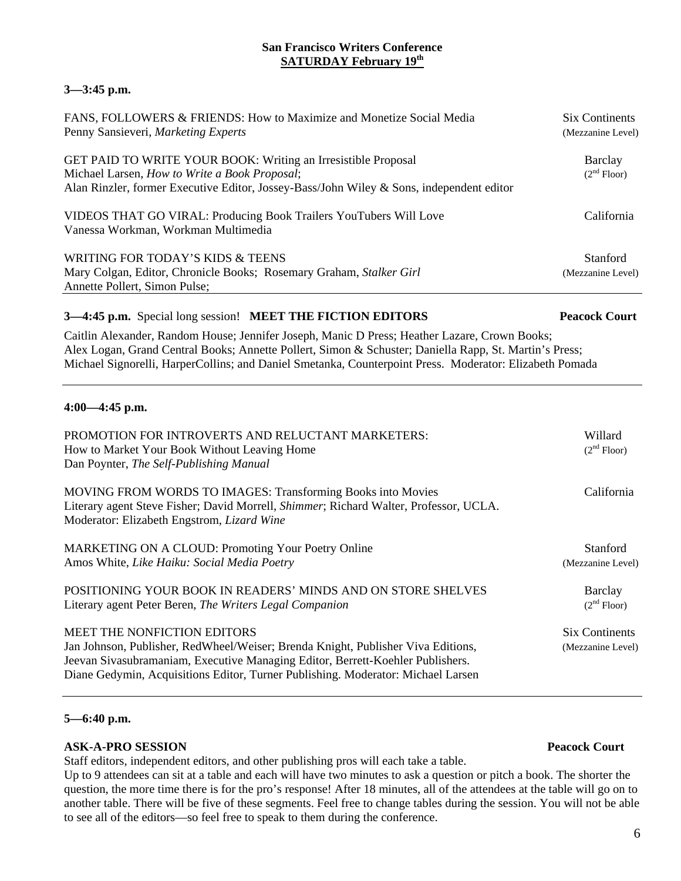**San Francisco Writers Conference**
**SATURDAY February 19th**

**3—3:45 p.m.**

FANS, FOLLOWERS & FRIENDS: How to Maximize and Monetize Social Media — Six Continents (Mezzanine Level)
Penny Sansieveri, *Marketing Experts*

GET PAID TO WRITE YOUR BOOK: Writing an Irresistible Proposal — Barclay (2nd Floor)
Michael Larsen, *How to Write a Book Proposal*;
Alan Rinzler, former Executive Editor, Jossey-Bass/John Wiley & Sons, independent editor

VIDEOS THAT GO VIRAL: Producing Book Trailers YouTubers Will Love — California
Vanessa Workman, Workman Multimedia

WRITING FOR TODAY'S KIDS & TEENS — Stanford (Mezzanine Level)
Mary Colgan, Editor, Chronicle Books; Rosemary Graham, *Stalker Girl*
Annette Pollert, Simon Pulse;

---

**3—4:45 p.m.** Special long session! **MEET THE FICTION EDITORS** — **Peacock Court**

Caitlin Alexander, Random House; Jennifer Joseph, Manic D Press; Heather Lazare, Crown Books; Alex Logan, Grand Central Books; Annette Pollert, Simon & Schuster; Daniella Rapp, St. Martin's Press; Michael Signorelli, HarperCollins; and Daniel Smetanka, Counterpoint Press. Moderator: Elizabeth Pomada

---

**4:00—4:45 p.m.**

PROMOTION FOR INTROVERTS AND RELUCTANT MARKETERS: How to Market Your Book Without Leaving Home — Willard (2nd Floor)
Dan Poynter, *The Self-Publishing Manual*

MOVING FROM WORDS TO IMAGES: Transforming Books into Movies — California
Literary agent Steve Fisher; David Morrell, *Shimmer*; Richard Walter, Professor, UCLA.
Moderator: Elizabeth Engstrom, *Lizard Wine*

MARKETING ON A CLOUD: Promoting Your Poetry Online — Stanford (Mezzanine Level)
Amos White, *Like Haiku: Social Media Poetry*

POSITIONING YOUR BOOK IN READERS' MINDS AND ON STORE SHELVES — Barclay (2nd Floor)
Literary agent Peter Beren, *The Writers Legal Companion*

MEET THE NONFICTION EDITORS — Six Continents (Mezzanine Level)
Jan Johnson, Publisher, RedWheel/Weiser; Brenda Knight, Publisher Viva Editions,
Jeevan Sivasubramaniam, Executive Managing Editor, Berrett-Koehler Publishers.
Diane Gedymin, Acquisitions Editor, Turner Publishing. Moderator: Michael Larsen

---

**5—6:40 p.m.**

**ASK-A-PRO SESSION** — **Peacock Court**

Staff editors, independent editors, and other publishing pros will each take a table.
Up to 9 attendees can sit at a table and each will have two minutes to ask a question or pitch a book. The shorter the question, the more time there is for the pro's response! After 18 minutes, all of the attendees at the table will go on to another table. There will be five of these segments. Feel free to change tables during the session. You will not be able to see all of the editors—so feel free to speak to them during the conference.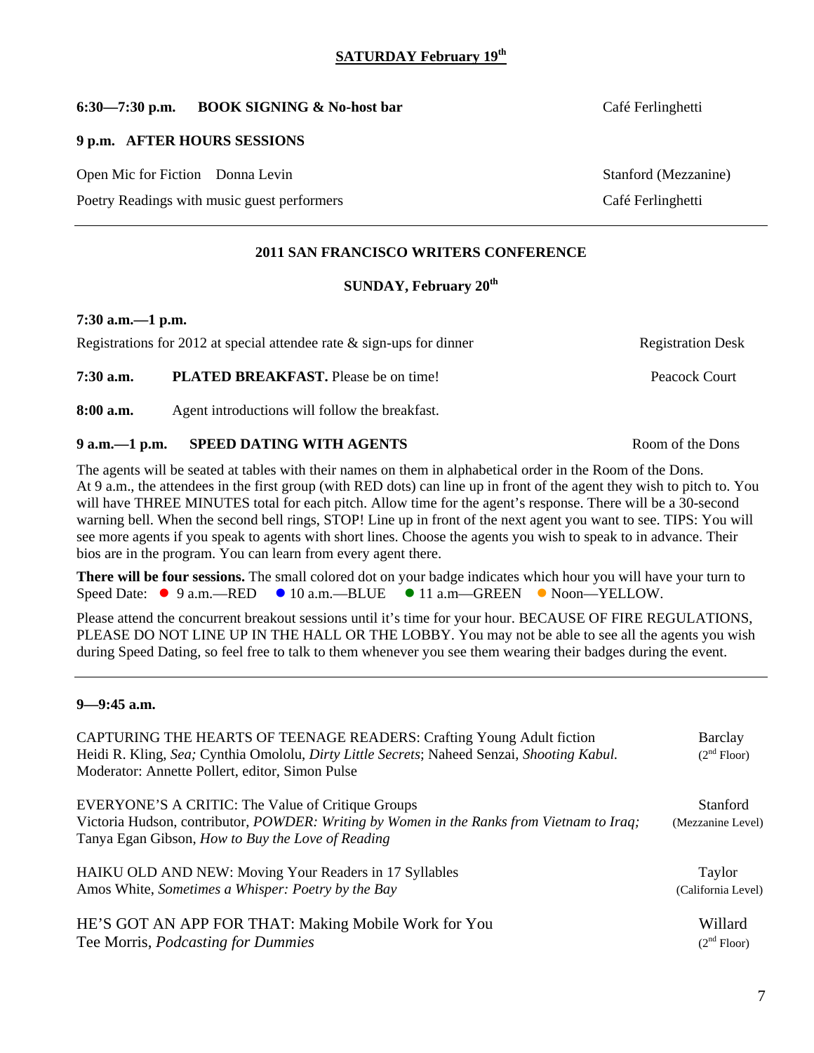## SATURDAY February 19th

**6:30—7:30 p.m. BOOK SIGNING & No-host bar** — Café Ferlinghetti

**9 p.m. AFTER HOURS SESSIONS**

Open Mic for Fiction Donna Levin — Stanford (Mezzanine)

Poetry Readings with music guest performers — Café Ferlinghetti

---

### 2011 SAN FRANCISCO WRITERS CONFERENCE

## SUNDAY, February 20th

**7:30 a.m.—1 p.m.**

Registrations for 2012 at special attendee rate & sign-ups for dinner — Registration Desk

**7:30 a.m.** **PLATED BREAKFAST.** Please be on time! — Peacock Court

**8:00 a.m.** Agent introductions will follow the breakfast.

**9 a.m.—1 p.m. SPEED DATING WITH AGENTS** — Room of the Dons

The agents will be seated at tables with their names on them in alphabetical order in the Room of the Dons. At 9 a.m., the attendees in the first group (with RED dots) can line up in front of the agent they wish to pitch to. You will have THREE MINUTES total for each pitch. Allow time for the agent's response. There will be a 30-second warning bell. When the second bell rings, STOP! Line up in front of the next agent you want to see. TIPS: You will see more agents if you speak to agents with short lines. Choose the agents you wish to speak to in advance. Their bios are in the program. You can learn from every agent there.

**There will be four sessions.** The small colored dot on your badge indicates which hour you will have your turn to Speed Date: ● 9 a.m.—RED ● 10 a.m.—BLUE ● 11 a.m—GREEN ● Noon—YELLOW.

Please attend the concurrent breakout sessions until it's time for your hour. BECAUSE OF FIRE REGULATIONS, PLEASE DO NOT LINE UP IN THE HALL OR THE LOBBY. You may not be able to see all the agents you wish during Speed Dating, so feel free to talk to them whenever you see them wearing their badges during the event.

---

**9—9:45 a.m.**

CAPTURING THE HEARTS OF TEENAGE READERS: Crafting Young Adult fiction
Heidi R. Kling, *Sea;* Cynthia Omololu, *Dirty Little Secrets*; Naheed Senzai, *Shooting Kabul.*
Moderator: Annette Pollert, editor, Simon Pulse — Barclay (2nd Floor)

EVERYONE'S A CRITIC: The Value of Critique Groups
Victoria Hudson, contributor, *POWDER: Writing by Women in the Ranks from Vietnam to Iraq;*
Tanya Egan Gibson, *How to Buy the Love of Reading* — Stanford (Mezzanine Level)

HAIKU OLD AND NEW: Moving Your Readers in 17 Syllables
Amos White, *Sometimes a Whisper: Poetry by the Bay* — Taylor (California Level)

HE'S GOT AN APP FOR THAT: Making Mobile Work for You
Tee Morris, *Podcasting for Dummies* — Willard (2nd Floor)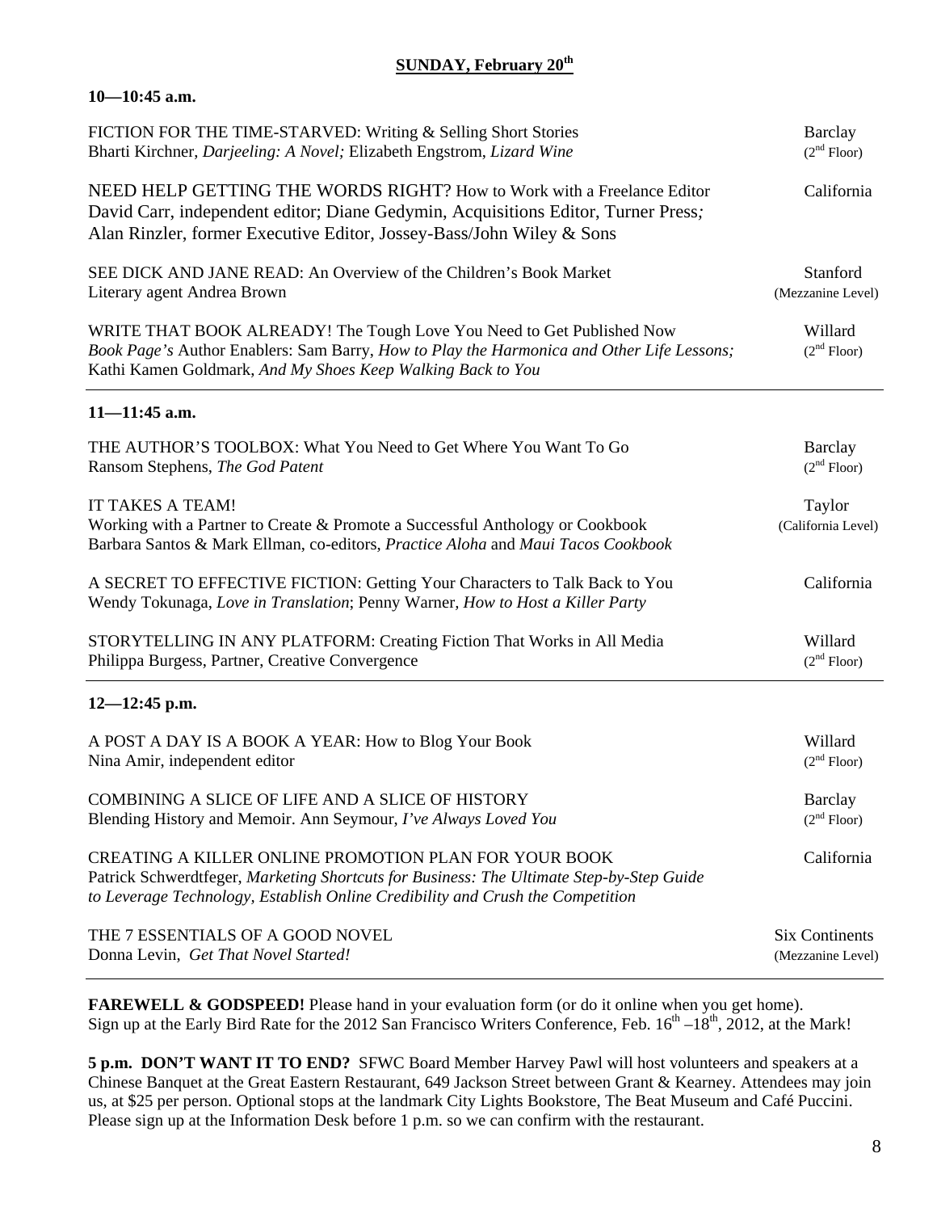## SUNDAY, February 20th

### 10—10:45 a.m.

FICTION FOR THE TIME-STARVED: Writing & Selling Short Stories — Barclay (2nd Floor)
Bharti Kirchner, *Darjeeling: A Novel;* Elizabeth Engstrom, *Lizard Wine*

NEED HELP GETTING THE WORDS RIGHT? How to Work with a Freelance Editor — California
David Carr, independent editor; Diane Gedymin, Acquisitions Editor, Turner Press*;* Alan Rinzler, former Executive Editor, Jossey-Bass/John Wiley & Sons

SEE DICK AND JANE READ: An Overview of the Children's Book Market — Stanford (Mezzanine Level)
Literary agent Andrea Brown

WRITE THAT BOOK ALREADY! The Tough Love You Need to Get Published Now — Willard (2nd Floor)
*Book Page's* Author Enablers: Sam Barry, *How to Play the Harmonica and Other Life Lessons;* Kathi Kamen Goldmark, *And My Shoes Keep Walking Back to You*

### 11—11:45 a.m.

THE AUTHOR'S TOOLBOX: What You Need to Get Where You Want To Go — Barclay (2nd Floor)
Ransom Stephens, *The God Patent*

IT TAKES A TEAM! — Taylor (California Level)
Working with a Partner to Create & Promote a Successful Anthology or Cookbook
Barbara Santos & Mark Ellman, co-editors, *Practice Aloha* and *Maui Tacos Cookbook*

A SECRET TO EFFECTIVE FICTION: Getting Your Characters to Talk Back to You — California
Wendy Tokunaga, *Love in Translation*; Penny Warner, *How to Host a Killer Party*

STORYTELLING IN ANY PLATFORM: Creating Fiction That Works in All Media — Willard (2nd Floor)
Philippa Burgess, Partner, Creative Convergence

### 12—12:45 p.m.

A POST A DAY IS A BOOK A YEAR: How to Blog Your Book — Willard (2nd Floor)
Nina Amir, independent editor

COMBINING A SLICE OF LIFE AND A SLICE OF HISTORY — Barclay (2nd Floor)
Blending History and Memoir. Ann Seymour, *I've Always Loved You*

CREATING A KILLER ONLINE PROMOTION PLAN FOR YOUR BOOK — California
Patrick Schwerdtfeger, *Marketing Shortcuts for Business: The Ultimate Step-by-Step Guide to Leverage Technology, Establish Online Credibility and Crush the Competition*

THE 7 ESSENTIALS OF A GOOD NOVEL — Six Continents (Mezzanine Level)
Donna Levin, *Get That Novel Started!*

---

**FAREWELL & GODSPEED!** Please hand in your evaluation form (or do it online when you get home). Sign up at the Early Bird Rate for the 2012 San Francisco Writers Conference, Feb. 16th –18th, 2012, at the Mark!

**5 p.m. DON'T WANT IT TO END?** SFWC Board Member Harvey Pawl will host volunteers and speakers at a Chinese Banquet at the Great Eastern Restaurant, 649 Jackson Street between Grant & Kearney. Attendees may join us, at $25 per person. Optional stops at the landmark City Lights Bookstore, The Beat Museum and Café Puccini. Please sign up at the Information Desk before 1 p.m. so we can confirm with the restaurant.